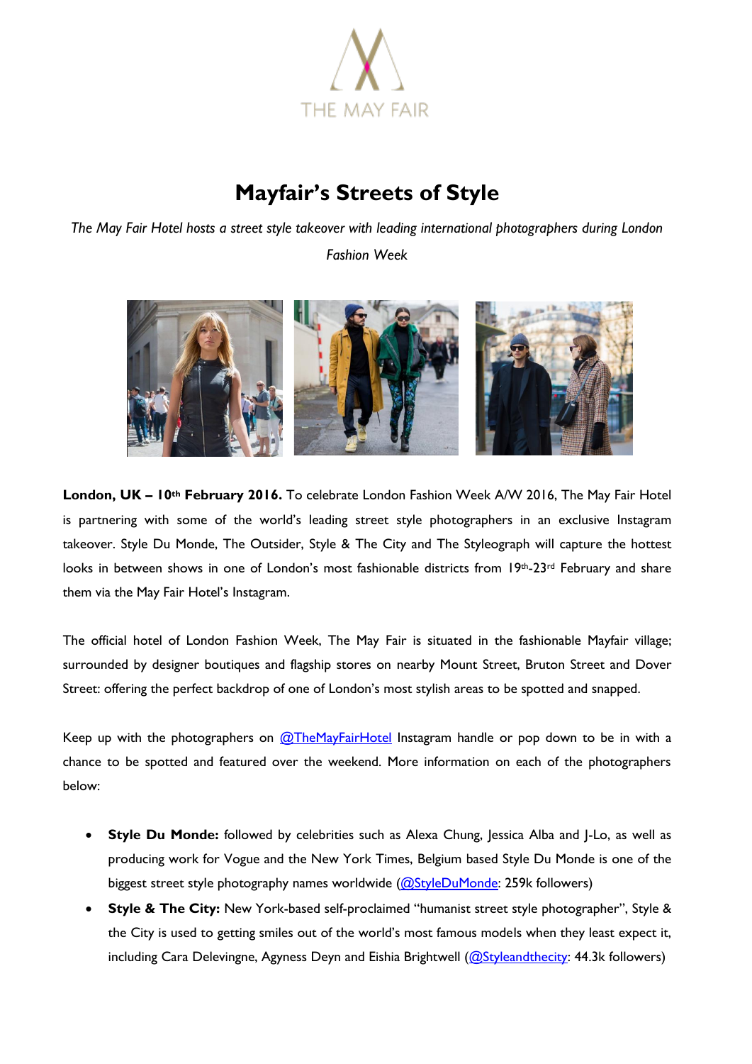THE MAY FAIR

# Mayfair's Streets of Style

*The May Fair Hotel hosts a street style takeover with leading international photographers during London Fashion Week*

**London, UK – 10th February 2016.** To celebrate London Fashion Week A/W 2016, The May Fair Hotel is partnering with some of the world's leading street style photographers in an exclusive Instagram takeover. Style Du Monde, The Outsider, Style & The City and The Styleograph will capture the hottest looks in between shows in one of London's most fashionable districts from 19th-23rd February and share them via the May Fair Hotel's Instagram.

The official hotel of London Fashion Week, The May Fair is situated in the fashionable Mayfair village; surrounded by designer boutiques and flagship stores on nearby Mount Street, Bruton Street and Dover Street: offering the perfect backdrop of one of London's most stylish areas to be spotted and snapped.

Keep up with the photographers on @TheMayFairHotel Instagram handle or pop down to be in with a chance to be spotted and featured over the weekend. More information on each of the photographers below:

- **Style Du Monde:** followed by celebrities such as Alexa Chung, Jessica Alba and J-Lo, as well as producing work for Vogue and the New York Times, Belgium based Style Du Monde is one of the biggest street style photography names worldwide (@StyleDuMonde: 259k followers)
- **Style & The City:** New York-based self-proclaimed "humanist street style photographer", Style & the City is used to getting smiles out of the world's most famous models when they least expect it, including Cara Delevingne, Agyness Deyn and Eishia Brightwell (@Styleandthecity: 44.3k followers)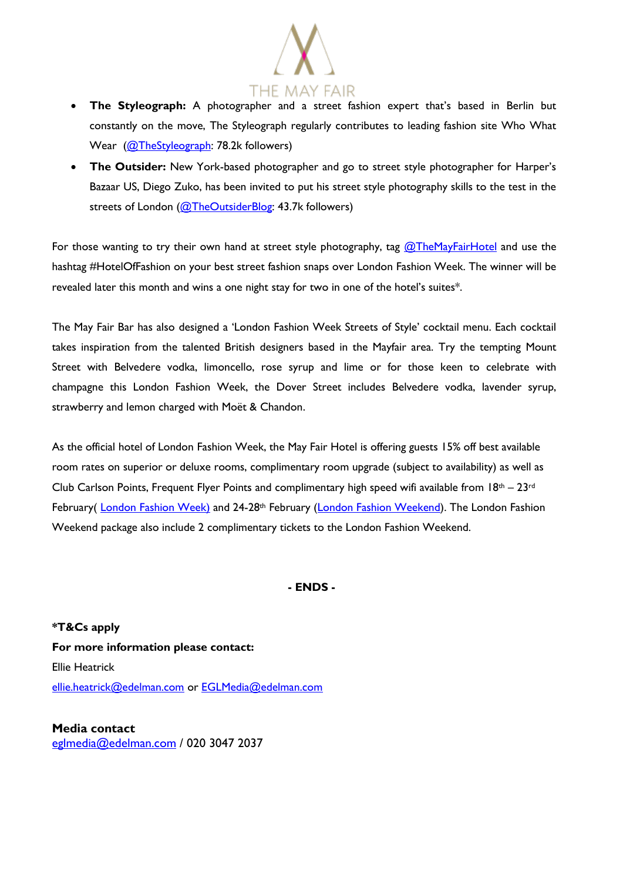- **The Styleograph:** A photographer and a street fashion expert that's based in Berlin but constantly on the move, The Styleograph regularly contributes to leading fashion site Who What Wear (@TheStyleograph: 78.2k followers)
- **The Outsider:** New York-based photographer and go to street style photographer for Harper's Bazaar US, Diego Zuko, has been invited to put his street style photography skills to the test in the streets of London (@TheOutsiderBlog: 43.7k followers)

For those wanting to try their own hand at street style photography, tag @TheMayFairHotel and use the hashtag #HotelOfFashion on your best street fashion snaps over London Fashion Week. The winner will be revealed later this month and wins a one night stay for two in one of the hotel's suites*.

The May Fair Bar has also designed a 'London Fashion Week Streets of Style' cocktail menu. Each cocktail takes inspiration from the talented British designers based in the Mayfair area. Try the tempting Mount Street with Belvedere vodka, limoncello, rose syrup and lime or for those keen to celebrate with champagne this London Fashion Week, the Dover Street includes Belvedere vodka, lavender syrup, strawberry and lemon charged with Moët & Chandon.

As the official hotel of London Fashion Week, the May Fair Hotel is offering guests 15% off best available room rates on superior or deluxe rooms, complimentary room upgrade (subject to availability) as well as Club Carlson Points, Frequent Flyer Points and complimentary high speed wifi available from 18th – 23rd February( London Fashion Week) and 24-28th February (London Fashion Weekend). The London Fashion Weekend package also include 2 complimentary tickets to the London Fashion Weekend.

**- ENDS -**

***T&Cs apply**

**For more information please contact:**

Ellie Heatrick

ellie.heatrick@edelman.com or EGLMedia@edelman.com

**Media contact**

eglmedia@edelman.com / 020 3047 2037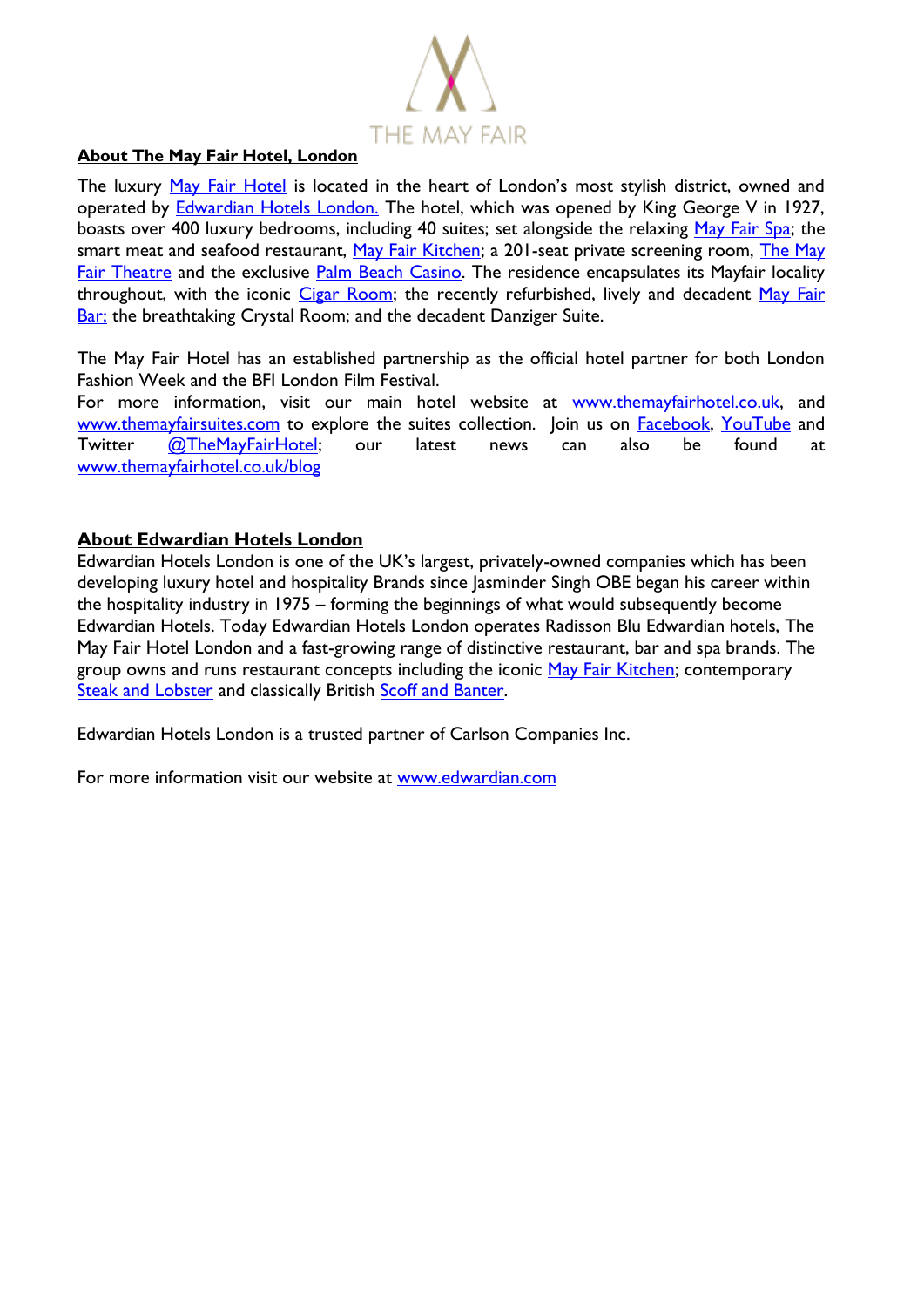THE MAY FAIR

## About The May Fair Hotel, London

The luxury May Fair Hotel is located in the heart of London's most stylish district, owned and operated by Edwardian Hotels London. The hotel, which was opened by King George V in 1927, boasts over 400 luxury bedrooms, including 40 suites; set alongside the relaxing May Fair Spa; the smart meat and seafood restaurant, May Fair Kitchen; a 201-seat private screening room, The May Fair Theatre and the exclusive Palm Beach Casino. The residence encapsulates its Mayfair locality throughout, with the iconic Cigar Room; the recently refurbished, lively and decadent May Fair Bar; the breathtaking Crystal Room; and the decadent Danziger Suite.

The May Fair Hotel has an established partnership as the official hotel partner for both London Fashion Week and the BFI London Film Festival.
For more information, visit our main hotel website at www.themayfairhotel.co.uk, and www.themayfairsuites.com to explore the suites collection. Join us on Facebook, YouTube and Twitter @TheMayFairHotel; our latest news can also be found at www.themayfairhotel.co.uk/blog

## About Edwardian Hotels London

Edwardian Hotels London is one of the UK's largest, privately-owned companies which has been developing luxury hotel and hospitality Brands since Jasminder Singh OBE began his career within the hospitality industry in 1975 – forming the beginnings of what would subsequently become Edwardian Hotels. Today Edwardian Hotels London operates Radisson Blu Edwardian hotels, The May Fair Hotel London and a fast-growing range of distinctive restaurant, bar and spa brands. The group owns and runs restaurant concepts including the iconic May Fair Kitchen; contemporary Steak and Lobster and classically British Scoff and Banter.

Edwardian Hotels London is a trusted partner of Carlson Companies Inc.

For more information visit our website at www.edwardian.com